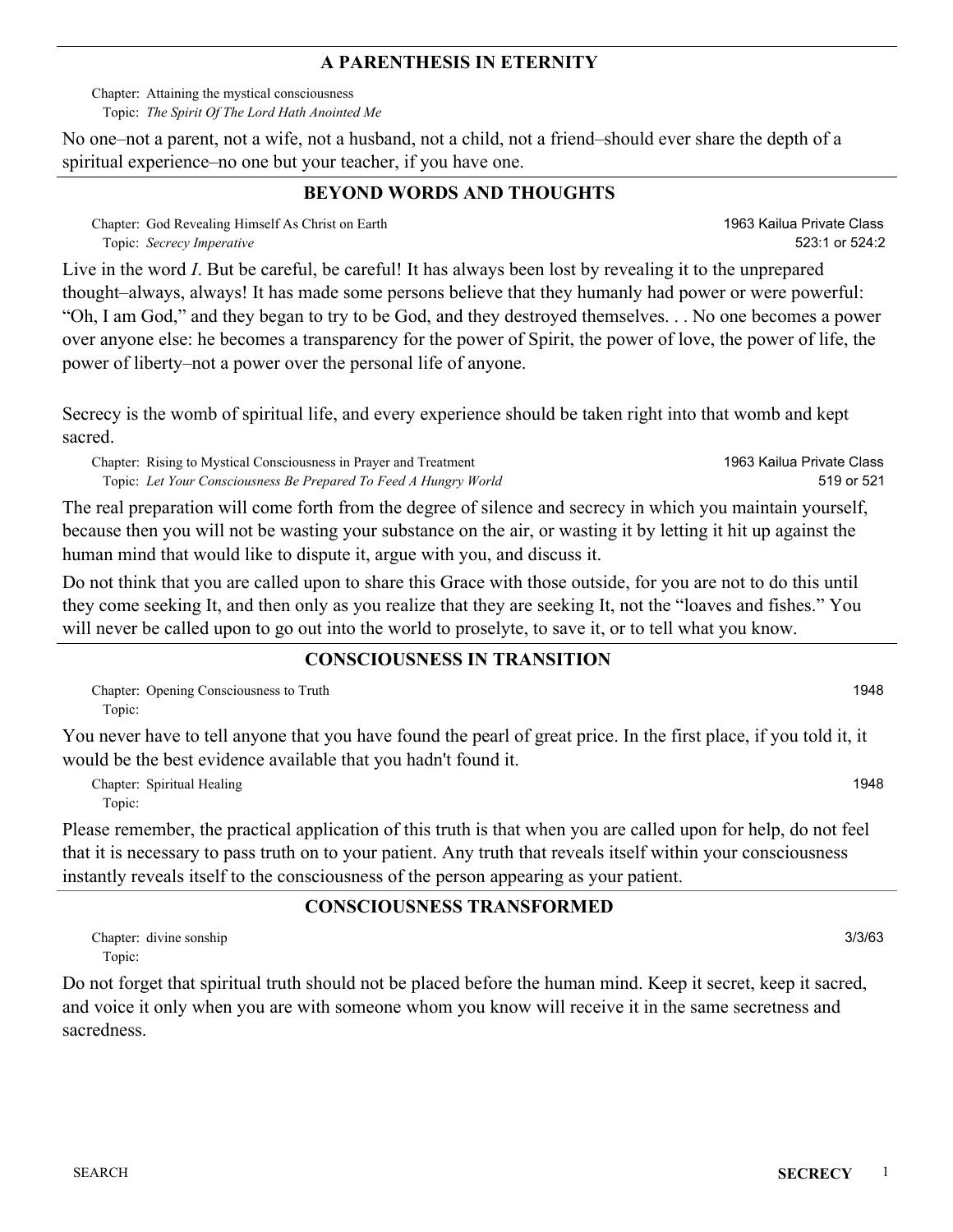## A PARENTHESIS IN ETERNITY

Chapter: Attaining the mystical consciousness
Topic: *The Spirit Of The Lord Hath Anointed Me*

No one–not a parent, not a wife, not a husband, not a child, not a friend–should ever share the depth of a spiritual experience–no one but your teacher, if you have one.

## BEYOND WORDS AND THOUGHTS

Chapter: God Revealing Himself As Christ on Earth — 1963 Kailua Private Class
Topic: *Secrecy Imperative* — 523:1 or 524:2

Live in the word *I*. But be careful, be careful! It has always been lost by revealing it to the unprepared thought–always, always! It has made some persons believe that they humanly had power or were powerful: "Oh, I am God," and they began to try to be God, and they destroyed themselves. . . No one becomes a power over anyone else: he becomes a transparency for the power of Spirit, the power of love, the power of life, the power of liberty–not a power over the personal life of anyone.

Secrecy is the womb of spiritual life, and every experience should be taken right into that womb and kept sacred.

Chapter: Rising to Mystical Consciousness in Prayer and Treatment — 1963 Kailua Private Class
Topic: *Let Your Consciousness Be Prepared To Feed A Hungry World* — 519 or 521

The real preparation will come forth from the degree of silence and secrecy in which you maintain yourself, because then you will not be wasting your substance on the air, or wasting it by letting it hit up against the human mind that would like to dispute it, argue with you, and discuss it.

Do not think that you are called upon to share this Grace with those outside, for you are not to do this until they come seeking It, and then only as you realize that they are seeking It, not the "loaves and fishes." You will never be called upon to go out into the world to proselyte, to save it, or to tell what you know.

## CONSCIOUSNESS IN TRANSITION

Chapter: Opening Consciousness to Truth — 1948
Topic:

You never have to tell anyone that you have found the pearl of great price. In the first place, if you told it, it would be the best evidence available that you hadn't found it.

Chapter: Spiritual Healing — 1948
Topic:

Please remember, the practical application of this truth is that when you are called upon for help, do not feel that it is necessary to pass truth on to your patient. Any truth that reveals itself within your consciousness instantly reveals itself to the consciousness of the person appearing as your patient.

## CONSCIOUSNESS TRANSFORMED

Chapter: divine sonship — 3/3/63
Topic:

Do not forget that spiritual truth should not be placed before the human mind. Keep it secret, keep it sacred, and voice it only when you are with someone whom you know will receive it in the same secretness and sacredness.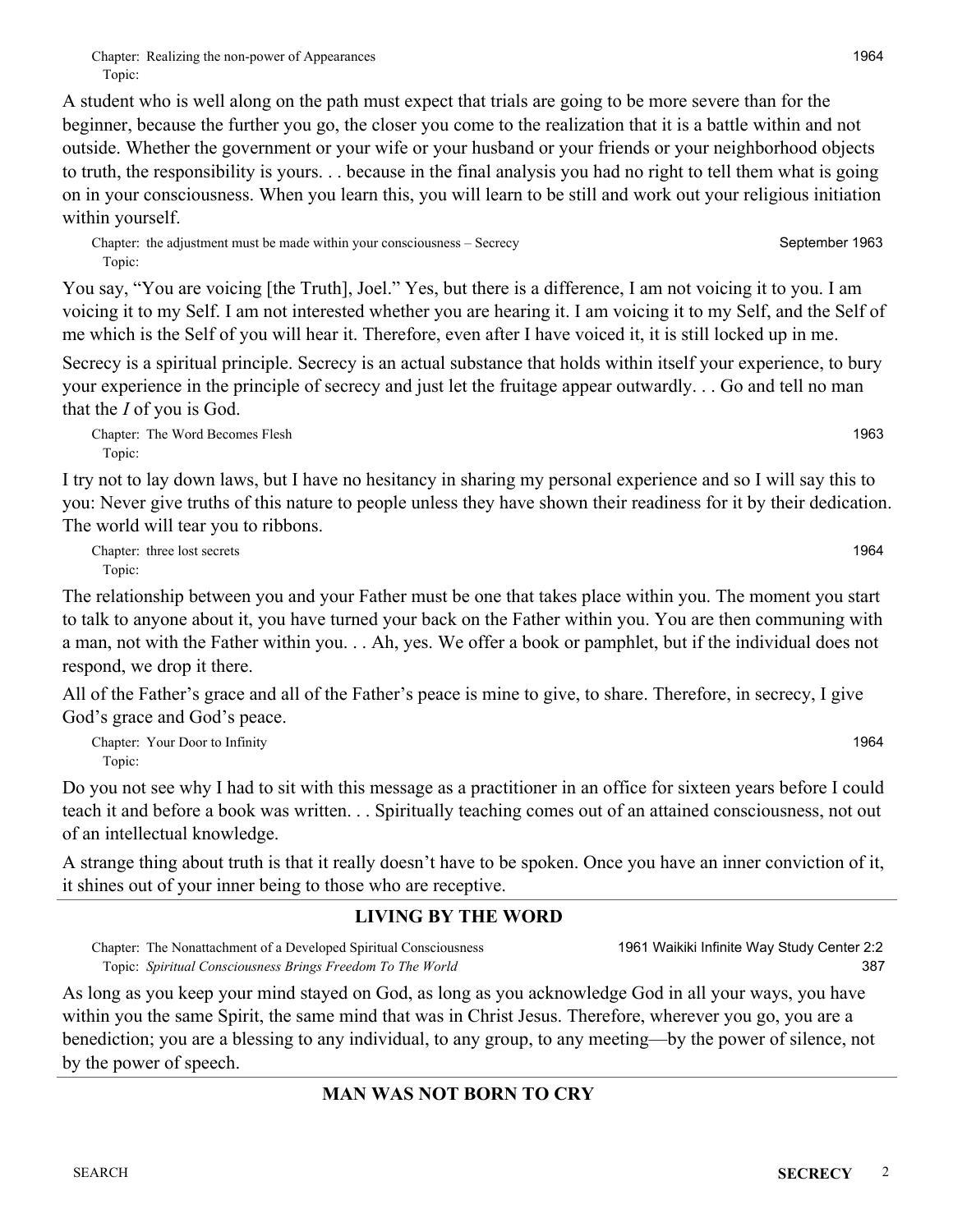Chapter: Realizing the non-power of Appearances 1964
Topic:

A student who is well along on the path must expect that trials are going to be more severe than for the beginner, because the further you go, the closer you come to the realization that it is a battle within and not outside. Whether the government or your wife or your husband or your friends or your neighborhood objects to truth, the responsibility is yours. . . because in the final analysis you had no right to tell them what is going on in your consciousness. When you learn this, you will learn to be still and work out your religious initiation within yourself.

Chapter: the adjustment must be made within your consciousness – Secrecy September 1963
Topic:

You say, "You are voicing [the Truth], Joel." Yes, but there is a difference, I am not voicing it to you. I am voicing it to my Self. I am not interested whether you are hearing it. I am voicing it to my Self, and the Self of me which is the Self of you will hear it. Therefore, even after I have voiced it, it is still locked up in me.

Secrecy is a spiritual principle. Secrecy is an actual substance that holds within itself your experience, to bury your experience in the principle of secrecy and just let the fruitage appear outwardly. . . Go and tell no man that the *I* of you is God.

Chapter: The Word Becomes Flesh 1963
Topic:

I try not to lay down laws, but I have no hesitancy in sharing my personal experience and so I will say this to you: Never give truths of this nature to people unless they have shown their readiness for it by their dedication. The world will tear you to ribbons.

Chapter: three lost secrets 1964
Topic:

The relationship between you and your Father must be one that takes place within you. The moment you start to talk to anyone about it, you have turned your back on the Father within you. You are then communing with a man, not with the Father within you. . . Ah, yes. We offer a book or pamphlet, but if the individual does not respond, we drop it there.

All of the Father's grace and all of the Father's peace is mine to give, to share. Therefore, in secrecy, I give God's grace and God's peace.

Chapter: Your Door to Infinity 1964
Topic:

Do you not see why I had to sit with this message as a practitioner in an office for sixteen years before I could teach it and before a book was written. . . Spiritually teaching comes out of an attained consciousness, not out of an intellectual knowledge.

A strange thing about truth is that it really doesn't have to be spoken. Once you have an inner conviction of it, it shines out of your inner being to those who are receptive.

---

## LIVING BY THE WORD

Chapter: The Nonattachment of a Developed Spiritual Consciousness 1961 Waikiki Infinite Way Study Center 2:2
Topic: *Spiritual Consciousness Brings Freedom To The World* 387

As long as you keep your mind stayed on God, as long as you acknowledge God in all your ways, you have within you the same Spirit, the same mind that was in Christ Jesus. Therefore, wherever you go, you are a benediction; you are a blessing to any individual, to any group, to any meeting—by the power of silence, not by the power of speech.

---

## MAN WAS NOT BORN TO CRY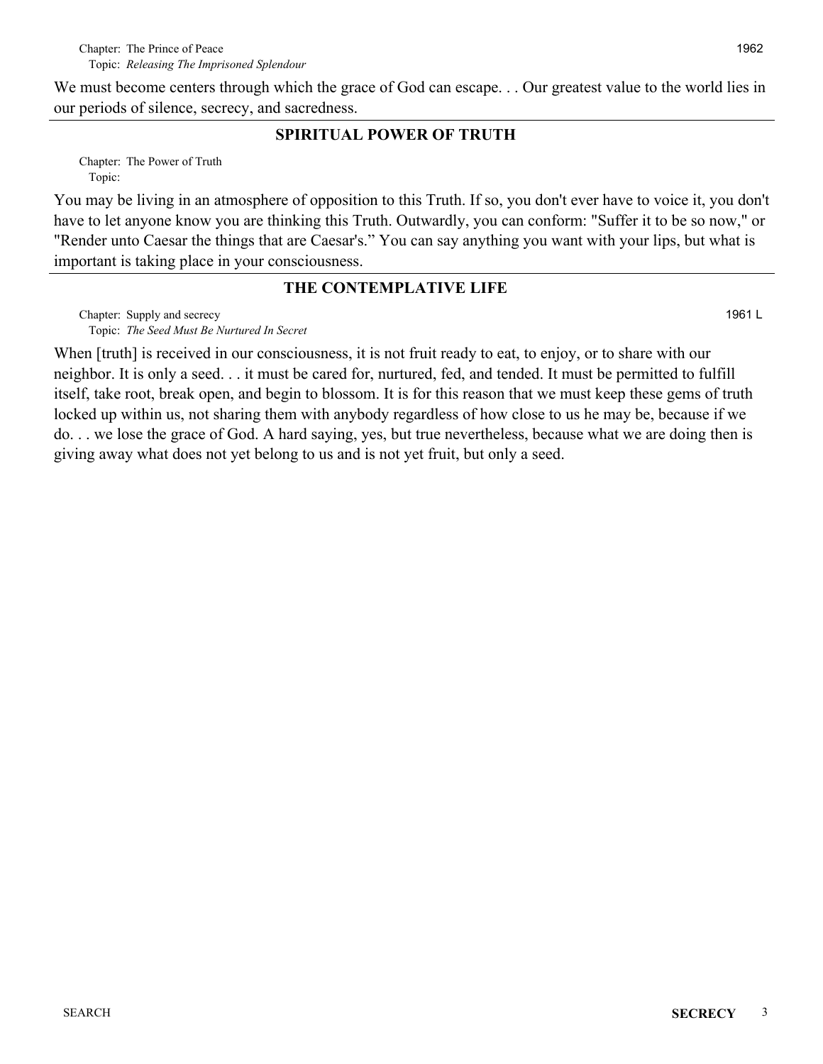Chapter: The Prince of Peace
Topic: *Releasing The Imprisoned Splendour*

1962

We must become centers through which the grace of God can escape. . . Our greatest value to the world lies in our periods of silence, secrecy, and sacredness.

---

## SPIRITUAL POWER OF TRUTH

Chapter: The Power of Truth
Topic:

You may be living in an atmosphere of opposition to this Truth. If so, you don't ever have to voice it, you don't have to let anyone know you are thinking this Truth. Outwardly, you can conform: "Suffer it to be so now," or "Render unto Caesar the things that are Caesar's." You can say anything you want with your lips, but what is important is taking place in your consciousness.

---

## THE CONTEMPLATIVE LIFE

Chapter: Supply and secrecy
Topic: *The Seed Must Be Nurtured In Secret*

1961 L

When [truth] is received in our consciousness, it is not fruit ready to eat, to enjoy, or to share with our neighbor. It is only a seed. . . it must be cared for, nurtured, fed, and tended. It must be permitted to fulfill itself, take root, break open, and begin to blossom. It is for this reason that we must keep these gems of truth locked up within us, not sharing them with anybody regardless of how close to us he may be, because if we do. . . we lose the grace of God. A hard saying, yes, but true nevertheless, because what we are doing then is giving away what does not yet belong to us and is not yet fruit, but only a seed.